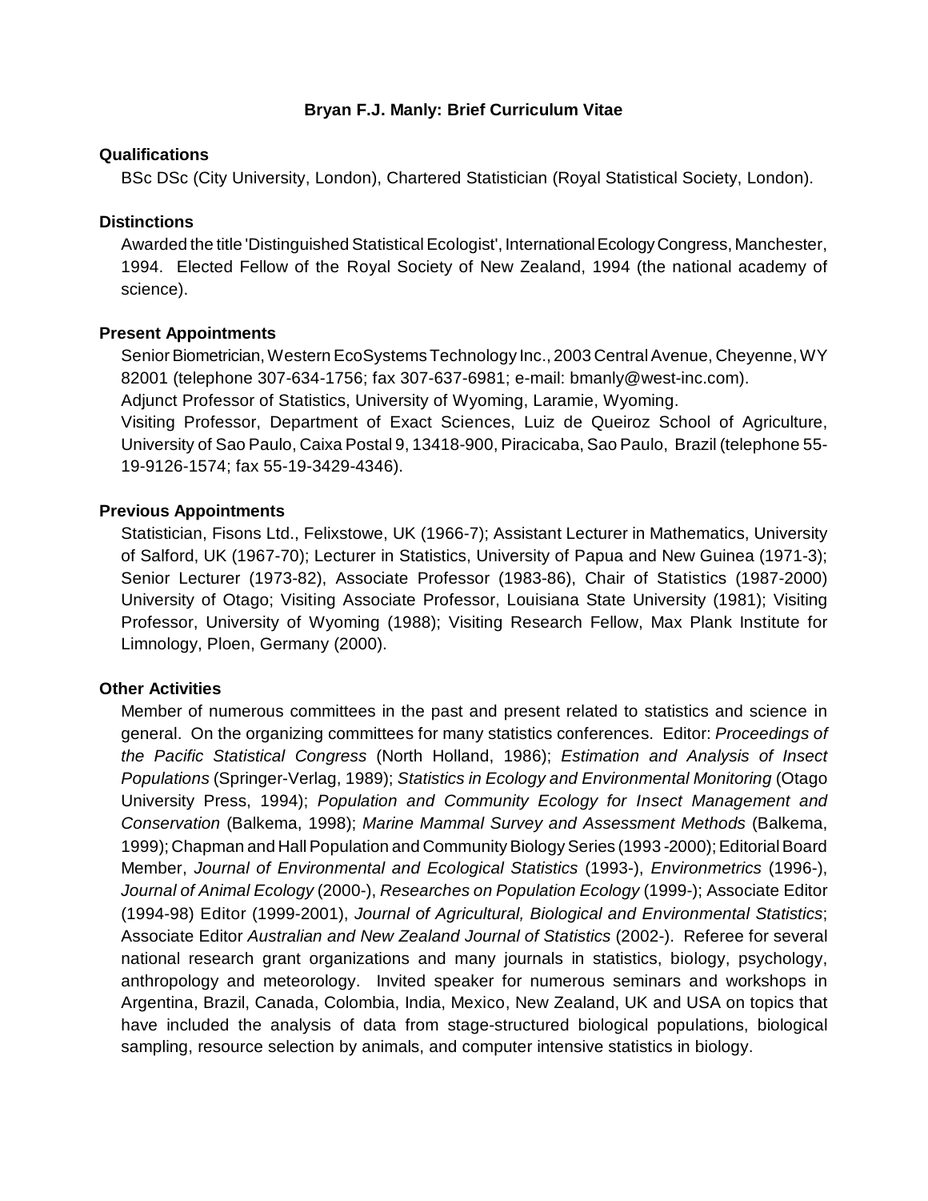# Bryan F.J. Manly: Brief Curriculum Vitae

## Qualifications

BSc DSc (City University, London), Chartered Statistician (Royal Statistical Society, London).

## Distinctions

Awarded the title 'Distinguished Statistical Ecologist', International Ecology Congress, Manchester, 1994. Elected Fellow of the Royal Society of New Zealand, 1994 (the national academy of science).

## Present Appointments

Senior Biometrician, Western EcoSystems Technology Inc., 2003 Central Avenue, Cheyenne, WY 82001 (telephone 307-634-1756; fax 307-637-6981; e-mail: bmanly@west-inc.com).
Adjunct Professor of Statistics, University of Wyoming, Laramie, Wyoming.
Visiting Professor, Department of Exact Sciences, Luiz de Queiroz School of Agriculture, University of Sao Paulo, Caixa Postal 9, 13418-900, Piracicaba, Sao Paulo, Brazil (telephone 55-19-9126-1574; fax 55-19-3429-4346).

## Previous Appointments

Statistician, Fisons Ltd., Felixstowe, UK (1966-7); Assistant Lecturer in Mathematics, University of Salford, UK (1967-70); Lecturer in Statistics, University of Papua and New Guinea (1971-3); Senior Lecturer (1973-82), Associate Professor (1983-86), Chair of Statistics (1987-2000) University of Otago; Visiting Associate Professor, Louisiana State University (1981); Visiting Professor, University of Wyoming (1988); Visiting Research Fellow, Max Plank Institute for Limnology, Ploen, Germany (2000).

## Other Activities

Member of numerous committees in the past and present related to statistics and science in general. On the organizing committees for many statistics conferences. Editor: *Proceedings of the Pacific Statistical Congress* (North Holland, 1986); *Estimation and Analysis of Insect Populations* (Springer-Verlag, 1989); *Statistics in Ecology and Environmental Monitoring* (Otago University Press, 1994); *Population and Community Ecology for Insect Management and Conservation* (Balkema, 1998); *Marine Mammal Survey and Assessment Methods* (Balkema, 1999); Chapman and Hall Population and Community Biology Series (1993 -2000); Editorial Board Member, *Journal of Environmental and Ecological Statistics* (1993-), *Environmetrics* (1996-), *Journal of Animal Ecology* (2000-), *Researches on Population Ecology* (1999-); Associate Editor (1994-98) Editor (1999-2001), *Journal of Agricultural, Biological and Environmental Statistics*; Associate Editor *Australian and New Zealand Journal of Statistics* (2002-). Referee for several national research grant organizations and many journals in statistics, biology, psychology, anthropology and meteorology. Invited speaker for numerous seminars and workshops in Argentina, Brazil, Canada, Colombia, India, Mexico, New Zealand, UK and USA on topics that have included the analysis of data from stage-structured biological populations, biological sampling, resource selection by animals, and computer intensive statistics in biology.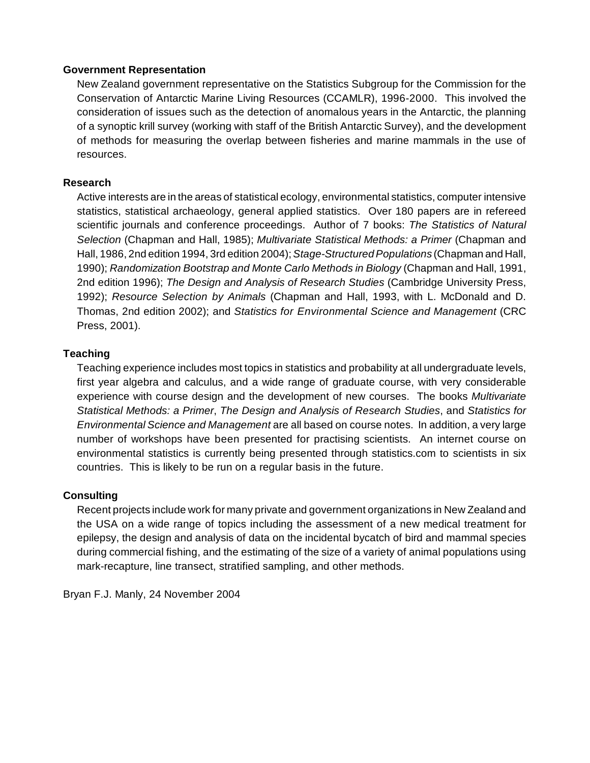**Government Representation**

New Zealand government representative on the Statistics Subgroup for the Commission for the Conservation of Antarctic Marine Living Resources (CCAMLR), 1996-2000. This involved the consideration of issues such as the detection of anomalous years in the Antarctic, the planning of a synoptic krill survey (working with staff of the British Antarctic Survey), and the development of methods for measuring the overlap between fisheries and marine mammals in the use of resources.

**Research**

Active interests are in the areas of statistical ecology, environmental statistics, computer intensive statistics, statistical archaeology, general applied statistics. Over 180 papers are in refereed scientific journals and conference proceedings. Author of 7 books: *The Statistics of Natural Selection* (Chapman and Hall, 1985); *Multivariate Statistical Methods: a Primer* (Chapman and Hall, 1986, 2nd edition 1994, 3rd edition 2004); *Stage-Structured Populations* (Chapman and Hall, 1990); *Randomization Bootstrap and Monte Carlo Methods in Biology* (Chapman and Hall, 1991, 2nd edition 1996); *The Design and Analysis of Research Studies* (Cambridge University Press, 1992); *Resource Selection by Animals* (Chapman and Hall, 1993, with L. McDonald and D. Thomas, 2nd edition 2002); and *Statistics for Environmental Science and Management* (CRC Press, 2001).

**Teaching**

Teaching experience includes most topics in statistics and probability at all undergraduate levels, first year algebra and calculus, and a wide range of graduate course, with very considerable experience with course design and the development of new courses. The books *Multivariate Statistical Methods: a Primer*, *The Design and Analysis of Research Studies*, and *Statistics for Environmental Science and Management* are all based on course notes. In addition, a very large number of workshops have been presented for practising scientists. An internet course on environmental statistics is currently being presented through statistics.com to scientists in six countries. This is likely to be run on a regular basis in the future.

**Consulting**

Recent projects include work for many private and government organizations in New Zealand and the USA on a wide range of topics including the assessment of a new medical treatment for epilepsy, the design and analysis of data on the incidental bycatch of bird and mammal species during commercial fishing, and the estimating of the size of a variety of animal populations using mark-recapture, line transect, stratified sampling, and other methods.

Bryan F.J. Manly, 24 November 2004